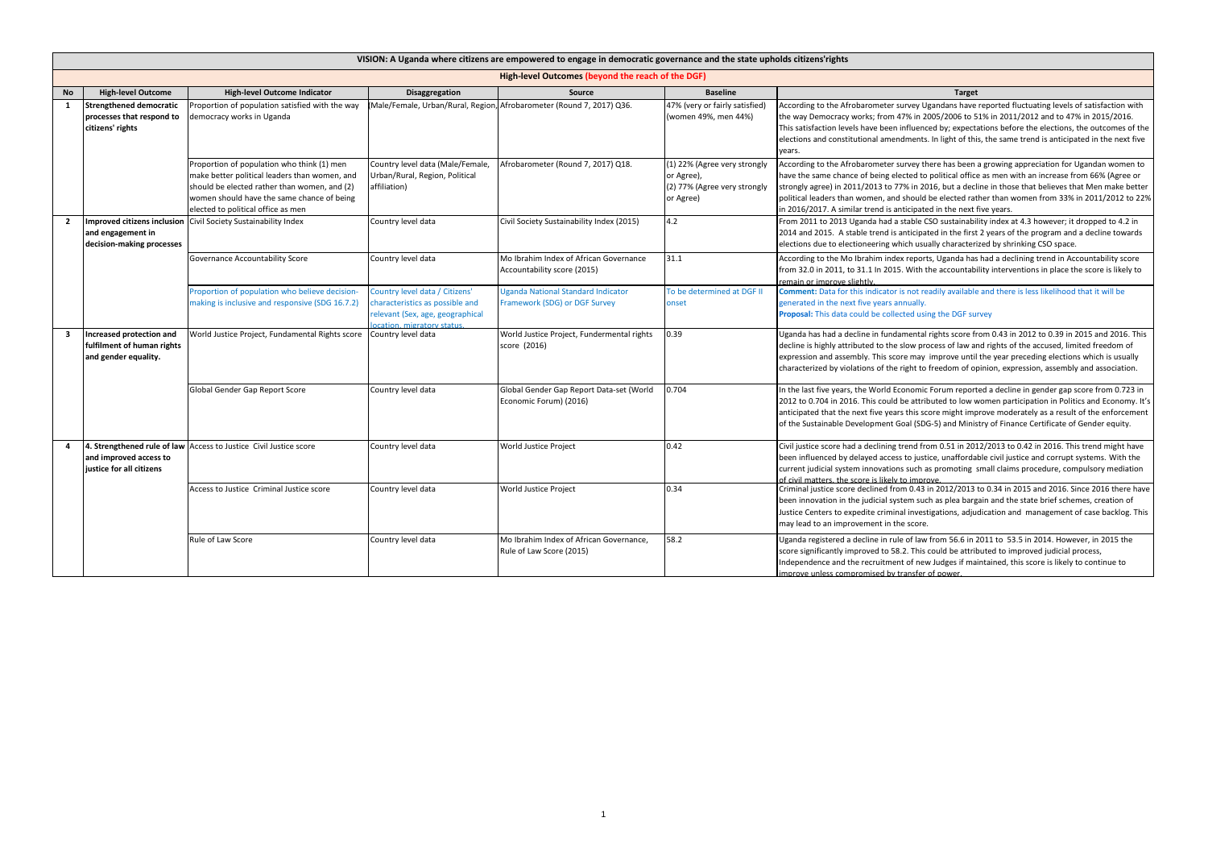# VISION: A Uganda where citizens are empowered to engage in democratic governance and the state upholds citizens'rights

## High-level Outcomes (beyond the reach of the DGF)

| No | High-level Outcome | High-level Outcome Indicator | Disaggregation | Source | Baseline | Target |
|---|---|---|---|---|---|---|
| 1 | Strengthened democratic processes that respond to citizens' rights | Proportion of population satisfied with the way democracy works in Uganda | (Male/Female, Urban/Rural, Region, | Afrobarometer (Round 7, 2017) Q36. | 47% (very or fairly satisfied) (women 49%, men 44%) | According to the Afrobarometer survey Ugandans have reported fluctuating levels of satisfaction with the way Democracy works; from 47% in 2005/2006 to 51% in 2011/2012 and to 47% in 2015/2016. This satisfaction levels have been influenced by; expectations before the elections, the outcomes of the elections and constitutional amendments. In light of this, the same trend is anticipated in the next five years. |
| | | Proportion of population who think (1) men make better political leaders than women, and should be elected rather than women, and (2) women should have the same chance of being elected to political office as men | Country level data (Male/Female, Urban/Rural, Region, Political affiliation) | Afrobarometer (Round 7, 2017) Q18. | (1) 22% (Agree very strongly or Agree), (2) 77% (Agree very strongly or Agree) | According to the Afrobarometer survey there has been a growing appreciation for Ugandan women to have the same chance of being elected to political office as men with an increase from 66% (Agree or strongly agree) in 2011/2013 to 77% in 2016, but a decline in those that believes that Men make better political leaders than women, and should be elected rather than women from 33% in 2011/2012 to 22% in 2016/2017. A similar trend is anticipated in the next five years. |
| 2 | Improved citizens inclusion and engagement in decision-making processes | Civil Society Sustainability Index | Country level data | Civil Society Sustainability Index (2015) | 4.2 | From 2011 to 2013 Uganda had a stable CSO sustainability index at 4.3 however; it dropped to 4.2 in 2014 and 2015. A stable trend is anticipated in the first 2 years of the program and a decline towards elections due to electioneering which usually characterized by shrinking CSO space. |
| | | Governance Accountability Score | Country level data | Mo Ibrahim Index of African Governance Accountability score (2015) | 31.1 | According to the Mo Ibrahim index reports, Uganda has had a declining trend in Accountability score from 32.0 in 2011, to 31.1 In 2015. With the accountability interventions in place the score is likely to remain or improve slightly. |
| | | Proportion of population who believe decision-making is inclusive and responsive (SDG 16.7.2) | Country level data / Citizens' characteristics as possible and relevant (Sex, age, geographical location, migratory status. | Uganda National Standard Indicator Framework (SDG) or DGF Survey | To be determined at DGF II onset | **Comment:** Data for this indicator is not readily available and there is less likelihood that it will be generated in the next five years annually. **Proposal:** This data could be collected using the DGF survey |
| 3 | Increased protection and fulfilment of human rights and gender equality. | World Justice Project, Fundamental Rights score | Country level data | World Justice Project, Fundermental rights score (2016) | 0.39 | Uganda has had a decline in fundamental rights score from 0.43 in 2012 to 0.39 in 2015 and 2016. This decline is highly attributed to the slow process of law and rights of the accused, limited freedom of expression and assembly. This score may improve until the year preceding elections which is usually characterized by violations of the right to freedom of opinion, expression, assembly and association. |
| | | Global Gender Gap Report Score | Country level data | Global Gender Gap Report Data-set (World Economic Forum) (2016) | 0.704 | In the last five years, the World Economic Forum reported a decline in gender gap score from 0.723 in 2012 to 0.704 in 2016. This could be attributed to low women participation in Politics and Economy. It's anticipated that the next five years this score might improve moderately as a result of the enforcement of the Sustainable Development Goal (SDG-5) and Ministry of Finance Certificate of Gender equity. |
| 4 | 4. Strengthened rule of law and improved access to justice for all citizens | Access to Justice Civil Justice score | Country level data | World Justice Project | 0.42 | Civil justice score had a declining trend from 0.51 in 2012/2013 to 0.42 in 2016. This trend might have been influenced by delayed access to justice, unaffordable civil justice and corrupt systems. With the current judicial system innovations such as promoting small claims procedure, compulsory mediation of civil matters, the score is likely to improve. |
| | | Access to Justice Criminal Justice score | Country level data | World Justice Project | 0.34 | Criminal justice score declined from 0.43 in 2012/2013 to 0.34 in 2015 and 2016. Since 2016 there have been innovation in the judicial system such as plea bargain and the state brief schemes, creation of Justice Centers to expedite criminal investigations, adjudication and management of case backlog. This may lead to an improvement in the score. |
| | | Rule of Law Score | Country level data | Mo Ibrahim Index of African Governance, Rule of Law Score (2015) | 58.2 | Uganda registered a decline in rule of law from 56.6 in 2011 to 53.5 in 2014. However, in 2015 the score significantly improved to 58.2. This could be attributed to improved judicial process, Independence and the recruitment of new Judges if maintained, this score is likely to continue to improve unless compromised by transfer of power. |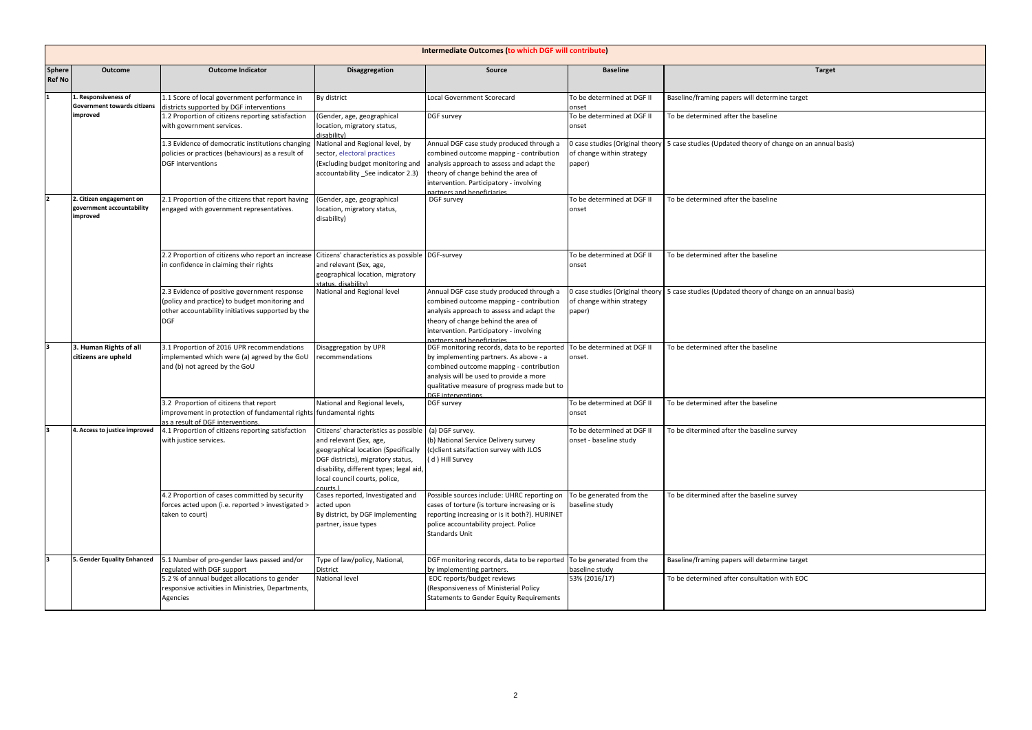| Intermediate Outcomes (to which DGF will contribute) | | | | | | |
|---|---|---|---|---|---|---|
| Sphere Ref No | Outcome | Outcome Indicator | Disaggregation | Source | Baseline | Target |
| 1 | 1. Responsiveness of Government towards citizens improved | 1.1 Score of local government performance in districts supported by DGF interventions | By district | Local Government Scorecard | To be determined at DGF II onset | Baseline/framing papers will determine target |
| | | 1.2 Proportion of citizens reporting satisfaction with government services. | (Gender, age, geographical location, migratory status, disability) | DGF survey | To be determined at DGF II onset | To be determined after the baseline |
| | | 1.3 Evidence of democratic institutions changing policies or practices (behaviours) as a result of DGF interventions | National and Regional level, by sector, electoral practices (Excluding budget monitoring and accountability _See indicator 2.3) | Annual DGF case study produced through a combined outcome mapping - contribution analysis approach to assess and adapt the theory of change behind the area of intervention. Participatory - involving partners and beneficiaries | 0 case studies (Original theory of change within strategy paper) | 5 case studies (Updated theory of change on an annual basis) |
| 2 | 2. Citizen engagement on government accountability improved | 2.1 Proportion of the citizens that report having engaged with government representatives. | (Gender, age, geographical location, migratory status, disability) | DGF survey | To be determined at DGF II onset | To be determined after the baseline |
| | | 2.2 Proportion of citizens who report an increase in confidence in claiming their rights | Citizens' characteristics as possible and relevant (Sex, age, geographical location, migratory status, disability) | DGF-survey | To be determined at DGF II onset | To be determined after the baseline |
| | | 2.3 Evidence of positive government response (policy and practice) to budget monitoring and other accountability initiatives supported by the DGF | National and Regional level | Annual DGF case study produced through a combined outcome mapping - contribution analysis approach to assess and adapt the theory of change behind the area of intervention. Participatory - involving partners and beneficiaries | 0 case studies (Original theory of change within strategy paper) | 5 case studies (Updated theory of change on an annual basis) |
| 3 | 3. Human Rights of all citizens are upheld | 3.1 Proportion of 2016 UPR recommendations implemented which were (a) agreed by the GoU and (b) not agreed by the GoU | Disaggregation by UPR recommendations | DGF monitoring records, data to be reported by implementing partners. As above - a combined outcome mapping - contribution analysis will be used to provide a more qualitative measure of progress made but to DGF interventions | To be determined at DGF II onset. | To be determined after the baseline |
| | | 3.2 Proportion of citizens that report improvement in protection of fundamental rights as a result of DGF interventions. | National and Regional levels, fundamental rights | DGF survey | To be determined at DGF II onset | To be determined after the baseline |
| 3 | 4. Access to justice improved | 4.1 Proportion of citizens reporting satisfaction with justice services. | Citizens' characteristics as possible and relevant (Sex, age, geographical location (Specifically DGF districts), migratory status, disability, different types; legal aid, local council courts, police, courts ) | (a) DGF survey.<br>(b) National Service Delivery survey<br>(c)client satsifaction survey with JLOS<br>( d ) Hill Survey | To be determined at DGF II onset - baseline study | To be ditermined after the baseline survey |
| | | 4.2 Proportion of cases committed by security forces acted upon (i.e. reported > investigated > taken to court) | Cases reported, Investigated and acted upon<br>By district, by DGF implementing partner, issue types | Possible sources include: UHRC reporting on cases of torture (is torture increasing or is reporting increasing or is it both?). HURINET police accountability project. Police Standards Unit | To be generated from the baseline study | To be ditermined after the baseline survey |
| 3 | 5. Gender Equality Enhanced | 5.1 Number of pro-gender laws passed and/or regulated with DGF support | Type of law/policy, National, District | DGF monitoring records, data to be reported by implementing partners. | To be generated from the baseline study | Baseline/framing papers will determine target |
| | | 5.2 % of annual budget allocations to gender responsive activities in Ministries, Departments, Agencies | National level | EOC reports/budget reviews (Responsiveness of Ministerial Policy Statements to Gender Equity Requirements | 53% (2016/17) | To be determined after consultation with EOC |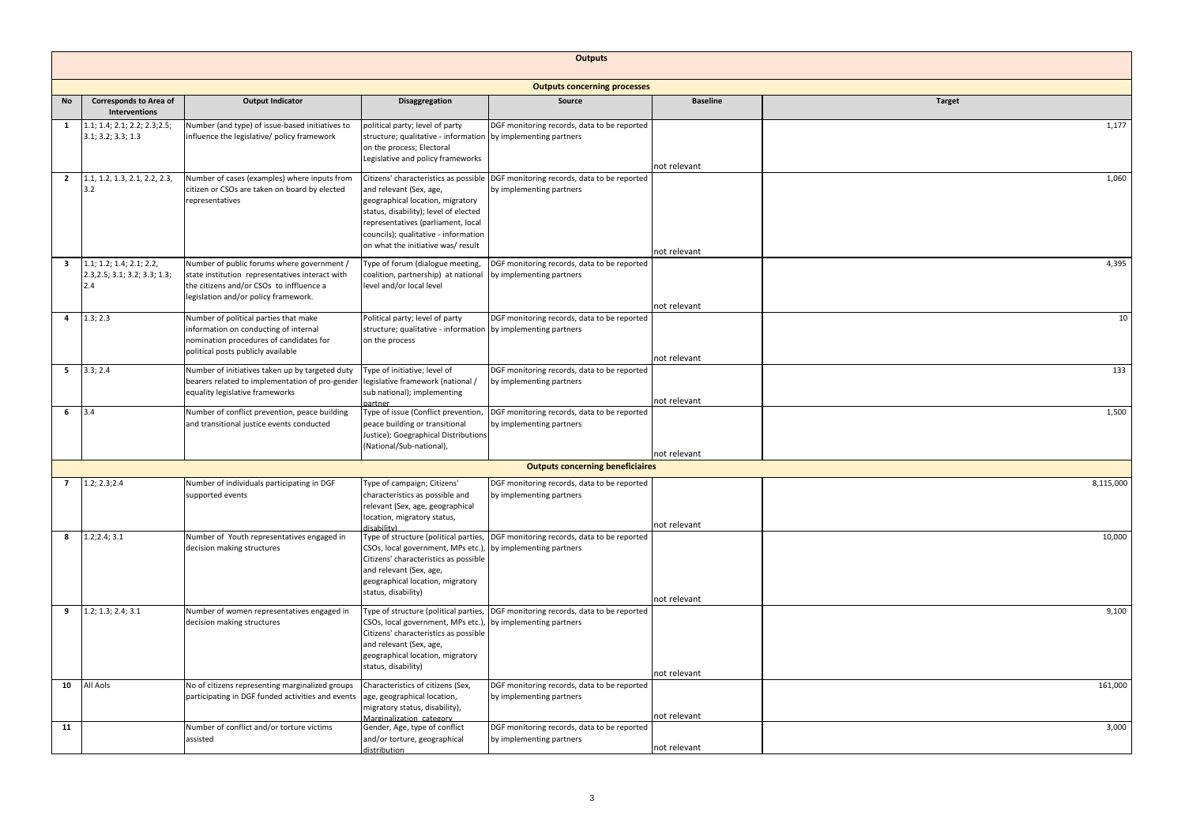| Outputs | | | | | | |
|---|---|---|---|---|---|---|
| **Outputs concerning processes** | | | | | | |
| **No** | **Corresponds to Area of Interventions** | **Output Indicator** | **Disaggregation** | **Source** | **Baseline** | **Target** |
| 1 | 1.1; 1.4; 2.1; 2.2; 2.3;2.5; 3.1; 3.2; 3.3; 1.3 | Number (and type) of issue-based initiatives to influence the legislative/ policy framework | political party; level of party structure; qualitative - information on the process; Electoral Legislative and policy frameworks | DGF monitoring records, data to be reported by implementing partners | not relevant | 1,177 |
| 2 | 1.1, 1.2, 1.3, 2.1, 2.2, 2.3, 3.2 | Number of cases (examples) where inputs from citizen or CSOs are taken on board by elected representatives | Citizens' characteristics as possible and relevant (Sex, age, geographical location, migratory status, disability); level of elected representatives (parliament, local councils); qualitative - information on what the initiative was/ result | DGF monitoring records, data to be reported by implementing partners | not relevant | 1,060 |
| 3 | 1.1; 1.2; 1.4; 2.1; 2.2, 2.3,2.5; 3.1; 3.2; 3.3; 1.3; 2.4 | Number of public forums where government / state institution representatives interact with the citizens and/or CSOs to iffluence a legislation and/or policy framework. | Type of forum (dialogue meeting, coalition, partnership) at national level and/or local level | DGF monitoring records, data to be reported by implementing partners | not relevant | 4,395 |
| 4 | 1.3; 2.3 | Number of political parties that make information on conducting of internal nomination procedures of candidates for political posts publicly available | Political party; level of party structure; qualitative - information on the process | DGF monitoring records, data to be reported by implementing partners | not relevant | 10 |
| 5 | 3.3; 2.4 | Number of initiatives taken up by targeted duty bearers related to implementation of pro-gender equality legislative frameworks | Type of initiative; level of legislative framework (national / sub national); implementing partner | DGF monitoring records, data to be reported by implementing partners | not relevant | 133 |
| 6 | 3.4 | Number of conflict prevention, peace building and transitional justice events conducted | Type of issue (Conflict prevention, peace building or transitional Justice); Goegraphical Distributions (National/Sub-national), | DGF monitoring records, data to be reported by implementing partners | not relevant | 1,500 |
| **Outputs concerning beneficiaires** | | | | | | |
| 7 | 1.2; 2.3;2.4 | Number of individuals participating in DGF supported events | Type of campaign; Citizens' characteristics as possible and relevant (Sex, age, geographical location, migratory status, disability) | DGF monitoring records, data to be reported by implementing partners | not relevant | 8,115,000 |
| 8 | 1.2;2.4; 3.1 | Number of Youth representatives engaged in decision making structures | Type of structure (political parties, CSOs, local government, MPs etc.), Citizens' characteristics as possible and relevant (Sex, age, geographical location, migratory status, disability) | DGF monitoring records, data to be reported by implementing partners | not relevant | 10,000 |
| 9 | 1.2; 1.3; 2.4; 3.1 | Number of women representatives engaged in decision making structures | Type of structure (political parties, CSOs, local government, MPs etc.), Citizens' characteristics as possible and relevant (Sex, age, geographical location, migratory status, disability) | DGF monitoring records, data to be reported by implementing partners | not relevant | 9,100 |
| 10 | All AoIs | No of citizens representing marginalized groups participating in DGF funded activities and events | Characteristics of citizens (Sex, age, geographical location, migratory status, disability), Marginalization category | DGF monitoring records, data to be reported by implementing partners | not relevant | 161,000 |
| 11 | | Number of conflict and/or torture victims assisted | Gender, Age, type of conflict and/or torture, geographical distribution | DGF monitoring records, data to be reported by implementing partners | not relevant | 3,000 |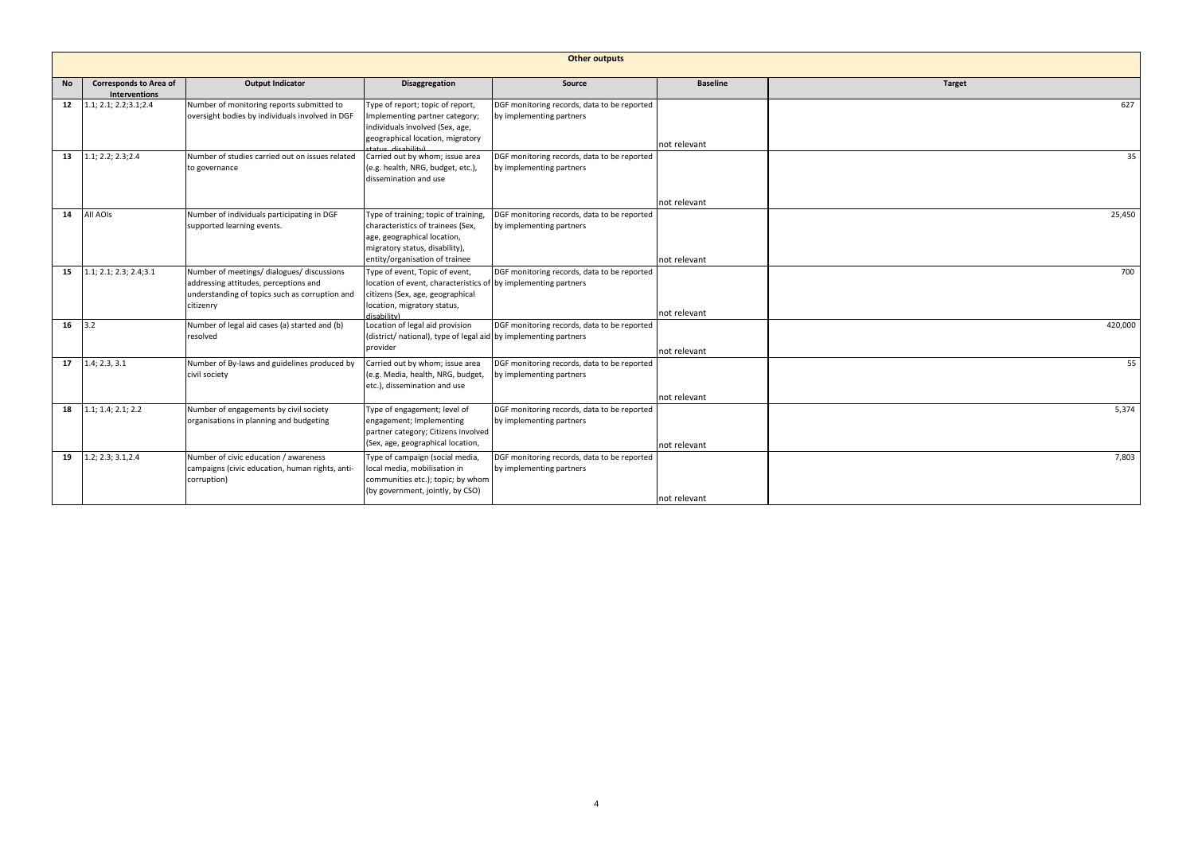| Other outputs | | | | | | |
|---|---|---|---|---|---|---|
| No | Corresponds to Area of Interventions | Output Indicator | Disaggregation | Source | Baseline | Target |
| 12 | 1.1; 2.1; 2.2;3.1;2.4 | Number of monitoring reports submitted to oversight bodies by individuals involved in DGF | Type of report; topic of report, Implementing partner category; individuals involved (Sex, age, geographical location, migratory status, disability) | DGF monitoring records, data to be reported by implementing partners | not relevant | 627 |
| 13 | 1.1; 2.2; 2.3;2.4 | Number of studies carried out on issues related to governance | Carried out by whom; issue area (e.g. health, NRG, budget, etc.), dissemination and use | DGF monitoring records, data to be reported by implementing partners | not relevant | 35 |
| 14 | All AOIs | Number of individuals participating in DGF supported learning events. | Type of training; topic of training, characteristics of trainees (Sex, age, geographical location, migratory status, disability), entity/organisation of trainee | DGF monitoring records, data to be reported by implementing partners | not relevant | 25,450 |
| 15 | 1.1; 2.1; 2.3; 2.4;3.1 | Number of meetings/ dialogues/ discussions addressing attitudes, perceptions and understanding of topics such as corruption and citizenry | Type of event, Topic of event, location of event, characteristics of citizens (Sex, age, geographical location, migratory status, disability) | DGF monitoring records, data to be reported by implementing partners | not relevant | 700 |
| 16 | 3.2 | Number of legal aid cases (a) started and (b) resolved | Location of legal aid provision (district/ national), type of legal aid provider | DGF monitoring records, data to be reported by implementing partners | not relevant | 420,000 |
| 17 | 1.4; 2.3, 3.1 | Number of By-laws and guidelines produced by civil society | Carried out by whom; issue area (e.g. Media, health, NRG, budget, etc.), dissemination and use | DGF monitoring records, data to be reported by implementing partners | not relevant | 55 |
| 18 | 1.1; 1.4; 2.1; 2.2 | Number of engagements by civil society organisations in planning and budgeting | Type of engagement; level of engagement; Implementing partner category; Citizens involved (Sex, age, geographical location, | DGF monitoring records, data to be reported by implementing partners | not relevant | 5,374 |
| 19 | 1.2; 2.3; 3.1,2.4 | Number of civic education / awareness campaigns (civic education, human rights, anti-corruption) | Type of campaign (social media, local media, mobilisation in communities etc.); topic; by whom (by government, jointly, by CSO) | DGF monitoring records, data to be reported by implementing partners | not relevant | 7,803 |